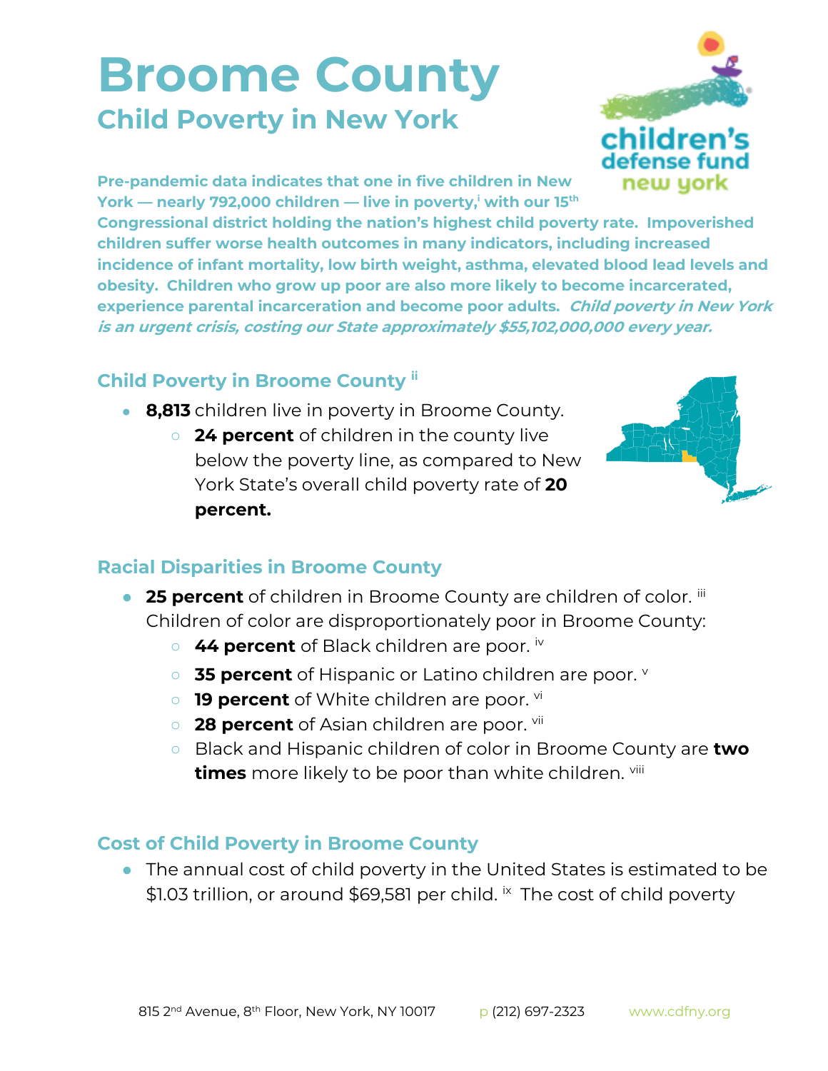# Broome County

## Child Poverty in New York

**Pre-pandemic data indicates that one in five children in New York — nearly 792,000 children — live in poverty,[i] with our 15th Congressional district holding the nation's highest child poverty rate. Impoverished children suffer worse health outcomes in many indicators, including increased incidence of infant mortality, low birth weight, asthma, elevated blood lead levels and obesity. Children who grow up poor are also more likely to become incarcerated, experience parental incarceration and become poor adults.** ***Child poverty in New York is an urgent crisis, costing our State approximately $55,102,000,000 every year.***

### Child Poverty in Broome County [ii]

- **8,813** children live in poverty in Broome County.
  - **24 percent** of children in the county live below the poverty line, as compared to New York State's overall child poverty rate of **20 percent.**

### Racial Disparities in Broome County

- **25 percent** of children in Broome County are children of color. [iii] Children of color are disproportionately poor in Broome County:
  - **44 percent** of Black children are poor. [iv]
  - **35 percent** of Hispanic or Latino children are poor. [v]
  - **19 percent** of White children are poor. [vi]
  - **28 percent** of Asian children are poor. [vii]
  - Black and Hispanic children of color in Broome County are **two times** more likely to be poor than white children. [viii]

### Cost of Child Poverty in Broome County

- The annual cost of child poverty in the United States is estimated to be $1.03 trillion, or around $69,581 per child. [ix] The cost of child poverty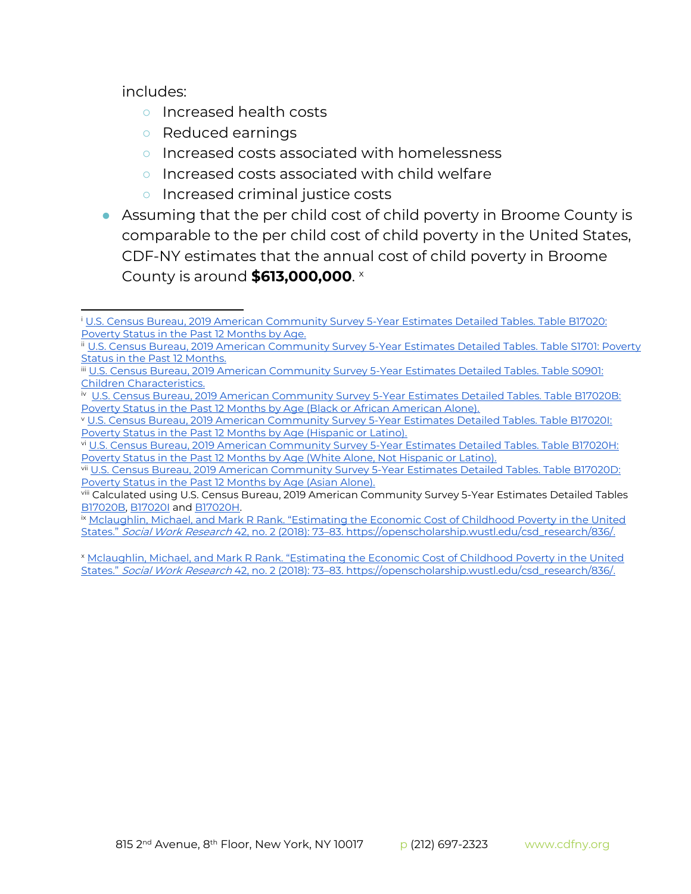includes:
- Increased health costs
- Reduced earnings
- Increased costs associated with homelessness
- Increased costs associated with child welfare
- Increased criminal justice costs

- Assuming that the per child cost of child poverty in Broome County is comparable to the per child cost of child poverty in the United States, CDF-NY estimates that the annual cost of child poverty in Broome County is around **$613,000,000**. [x]

---

[i] U.S. Census Bureau, 2019 American Community Survey 5-Year Estimates Detailed Tables. Table B17020: Poverty Status in the Past 12 Months by Age.

[ii] U.S. Census Bureau, 2019 American Community Survey 5-Year Estimates Detailed Tables. Table S1701: Poverty Status in the Past 12 Months.

[iii] U.S. Census Bureau, 2019 American Community Survey 5-Year Estimates Detailed Tables. Table S0901: Children Characteristics.

[iv] U.S. Census Bureau, 2019 American Community Survey 5-Year Estimates Detailed Tables. Table B17020B: Poverty Status in the Past 12 Months by Age (Black or African American Alone).

[v] U.S. Census Bureau, 2019 American Community Survey 5-Year Estimates Detailed Tables. Table B17020I: Poverty Status in the Past 12 Months by Age (Hispanic or Latino).

[vi] U.S. Census Bureau, 2019 American Community Survey 5-Year Estimates Detailed Tables. Table B17020H: Poverty Status in the Past 12 Months by Age (White Alone, Not Hispanic or Latino).

[vii] U.S. Census Bureau, 2019 American Community Survey 5-Year Estimates Detailed Tables. Table B17020D: Poverty Status in the Past 12 Months by Age (Asian Alone).

[viii] Calculated using U.S. Census Bureau, 2019 American Community Survey 5-Year Estimates Detailed Tables B17020B, B17020I and B17020H.

[ix] Mclaughlin, Michael, and Mark R Rank. "Estimating the Economic Cost of Childhood Poverty in the United States." *Social Work Research* 42, no. 2 (2018): 73–83. https://openscholarship.wustl.edu/csd_research/836/.

[x] Mclaughlin, Michael, and Mark R Rank. "Estimating the Economic Cost of Childhood Poverty in the United States." *Social Work Research* 42, no. 2 (2018): 73–83. https://openscholarship.wustl.edu/csd_research/836/.